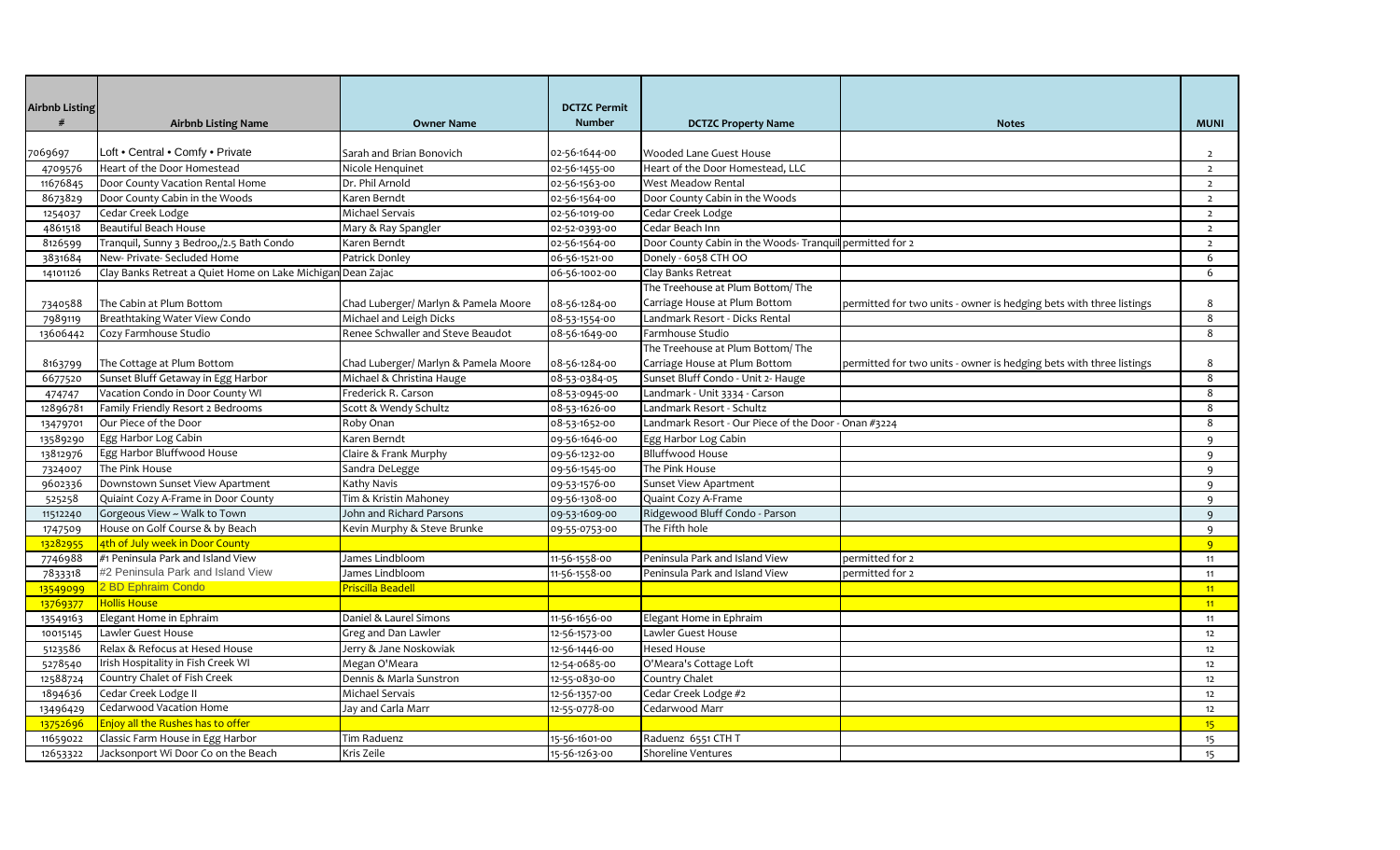| Airbnb Listing # | Airbnb Listing Name | Owner Name | DCTZC Permit Number | DCTZC Property Name | Notes | MUNI |
|---|---|---|---|---|---|---|
| 7069697 | Loft • Central • Comfy • Private | Sarah and Brian Bonovich | 02-56-1644-00 | Wooded Lane Guest House | | 2 |
| 4709576 | Heart of the Door Homestead | Nicole Henquinet | 02-56-1455-00 | Heart of the Door Homestead, LLC | | 2 |
| 11676845 | Door County Vacation Rental Home | Dr. Phil Arnold | 02-56-1563-00 | West Meadow Rental | | 2 |
| 8673829 | Door County Cabin in the Woods | Karen Berndt | 02-56-1564-00 | Door County Cabin in the Woods | | 2 |
| 1254037 | Cedar Creek Lodge | Michael Servais | 02-56-1019-00 | Cedar Creek Lodge | | 2 |
| 4861518 | Beautiful Beach House | Mary & Ray Spangler | 02-52-0393-00 | Cedar Beach Inn | | 2 |
| 8126599 | Tranquil, Sunny 3 Bedroo,/2.5 Bath Condo | Karen Berndt | 02-56-1564-00 | Door County Cabin in the Woods- Tranquil permitted for 2 | | 2 |
| 3831684 | New- Private- Secluded Home | Patrick Donley | 06-56-1521-00 | Donely - 6058 CTH OO | | 6 |
| 14101126 | Clay Banks Retreat a Quiet Home on Lake Michigan | Dean Zajac | 06-56-1002-00 | Clay Banks Retreat | | 6 |
| 7340588 | The Cabin at Plum Bottom | Chad Luberger/ Marlyn & Pamela Moore | 08-56-1284-00 | The Treehouse at Plum Bottom/ The Carriage House at Plum Bottom | permitted for two units - owner is hedging bets with three listings | 8 |
| 7989119 | Breathtaking Water View Condo | Michael and Leigh Dicks | 08-53-1554-00 | Landmark Resort - Dicks Rental | | 8 |
| 13606442 | Cozy Farmhouse Studio | Renee Schwaller and Steve Beaudot | 08-56-1649-00 | Farmhouse Studio | | 8 |
| 8163799 | The Cottage at Plum Bottom | Chad Luberger/ Marlyn & Pamela Moore | 08-56-1284-00 | The Treehouse at Plum Bottom/ The Carriage House at Plum Bottom | permitted for two units - owner is hedging bets with three listings | 8 |
| 6677520 | Sunset Bluff Getaway in Egg Harbor | Michael & Christina Hauge | 08-53-0384-05 | Sunset Bluff Condo - Unit 2- Hauge | | 8 |
| 474747 | Vacation Condo in Door County WI | Frederick R. Carson | 08-53-0945-00 | Landmark - Unit 3334 - Carson | | 8 |
| 12896781 | Family Friendly Resort 2 Bedrooms | Scott & Wendy Schultz | 08-53-1626-00 | Landmark Resort - Schultz | | 8 |
| 13479701 | Our Piece of the Door | Roby Onan | 08-53-1652-00 | Landmark Resort - Our Piece of the Door - Onan #3224 | | 8 |
| 13589290 | Egg Harbor Log Cabin | Karen Berndt | 09-56-1646-00 | Egg Harbor Log Cabin | | 9 |
| 13812976 | Egg Harbor Bluffwood House | Claire & Frank Murphy | 09-56-1232-00 | Blluffwood House | | 9 |
| 7324007 | The Pink House | Sandra DeLegge | 09-56-1545-00 | The Pink House | | 9 |
| 9602336 | Downstown Sunset View Apartment | Kathy Navis | 09-53-1576-00 | Sunset View Apartment | | 9 |
| 525258 | Quiaint Cozy A-Frame in Door County | Tim & Kristin Mahoney | 09-56-1308-00 | Quaint Cozy A-Frame | | 9 |
| 11512240 | Gorgeous View ~ Walk to Town | John and Richard Parsons | 09-53-1609-00 | Ridgewood Bluff Condo - Parson | | 9 |
| 1747509 | House on Golf Course & by Beach | Kevin Murphy & Steve Brunke | 09-55-0753-00 | The Fifth hole | | 9 |
| 13282955 | 4th of July week in Door County | | | | | 9 |
| 7746988 | #1 Peninsula Park and Island View | James Lindbloom | 11-56-1558-00 | Peninsula Park and Island View | permitted for 2 | 11 |
| 7833318 | #2 Peninsula Park and Island View | James Lindbloom | 11-56-1558-00 | Peninsula Park and Island View | permitted for 2 | 11 |
| 13549099 | 2 BD Ephraim Condo | Priscilla Beadell | | | | 11 |
| 13769377 | Hollis House | | | | | 11 |
| 13549163 | Elegant Home in Ephraim | Daniel & Laurel Simons | 11-56-1656-00 | Elegant Home in Ephraim | | 11 |
| 10015145 | Lawler Guest House | Greg and Dan Lawler | 12-56-1573-00 | Lawler Guest House | | 12 |
| 5123586 | Relax & Refocus at Hesed House | Jerry & Jane Noskowiak | 12-56-1446-00 | Hesed House | | 12 |
| 5278540 | Irish Hospitality in Fish Creek WI | Megan O'Meara | 12-54-0685-00 | O'Meara's Cottage Loft | | 12 |
| 12588724 | Country Chalet of Fish Creek | Dennis & Marla Sunstron | 12-55-0830-00 | Country Chalet | | 12 |
| 1894636 | Cedar Creek Lodge II | Michael Servais | 12-56-1357-00 | Cedar Creek Lodge #2 | | 12 |
| 13496429 | Cedarwood Vacation Home | Jay and Carla Marr | 12-55-0778-00 | Cedarwood Marr | | 12 |
| 13752696 | Enjoy all the Rushes has to offer | | | | | 15 |
| 11659022 | Classic Farm House in Egg Harbor | Tim Raduenz | 15-56-1601-00 | Raduenz 6551 CTH T | | 15 |
| 12653322 | Jacksonport Wi Door Co on the Beach | Kris Zeile | 15-56-1263-00 | Shoreline Ventures | | 15 |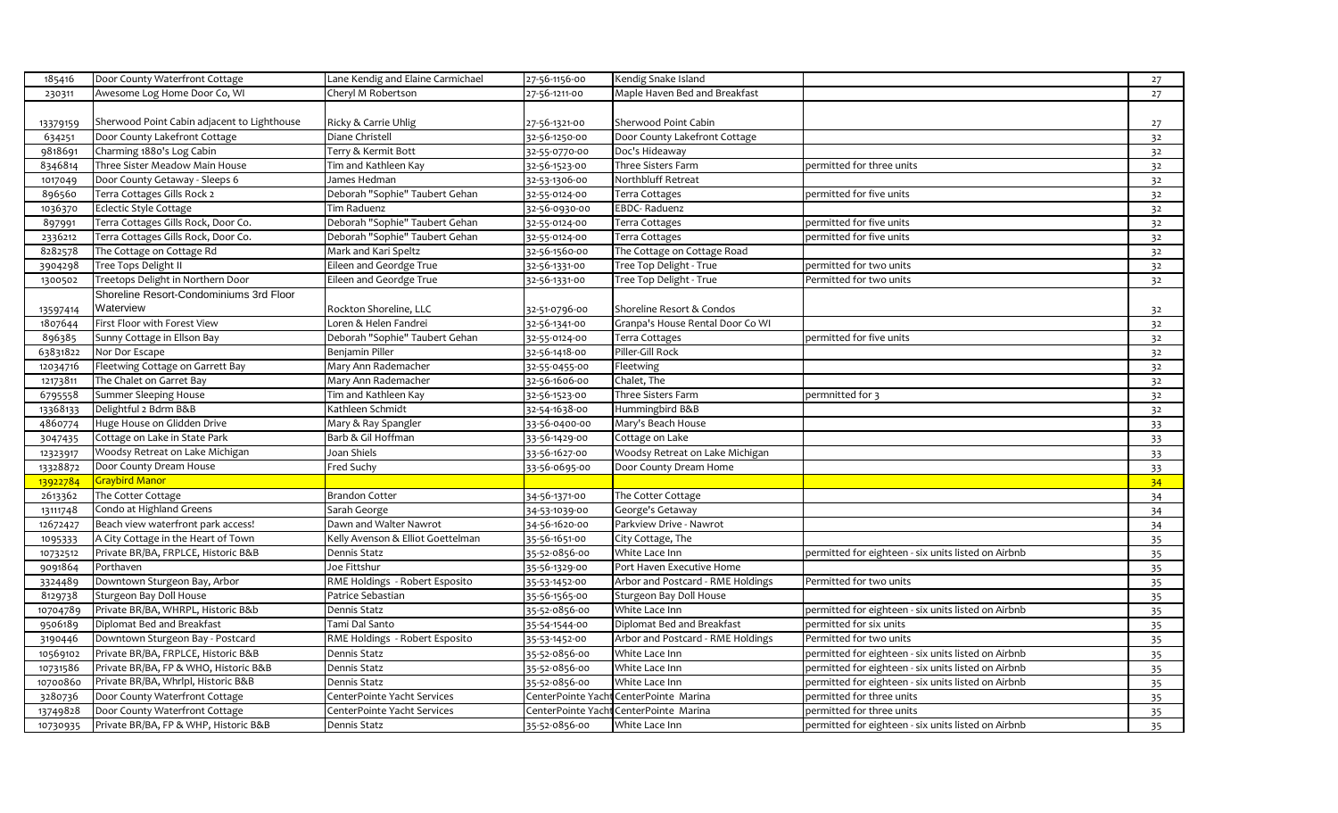| | | | | | | |
|---|---|---|---|---|---|---|
| 185416 | Door County Waterfront Cottage | Lane Kendig and Elaine Carmichael | 27-56-1156-00 | Kendig Snake Island | | 27 |
| 230311 | Awesome Log Home Door Co, WI | Cheryl M Robertson | 27-56-1211-00 | Maple Haven Bed and Breakfast | | 27 |
| 13379159 | Sherwood Point Cabin adjacent to Lighthouse | Ricky & Carrie Uhlig | 27-56-1321-00 | Sherwood Point Cabin | | 27 |
| 634251 | Door County Lakefront Cottage | Diane Christell | 32-56-1250-00 | Door County Lakefront Cottage | | 32 |
| 9818691 | Charming 1880's Log Cabin | Terry & Kermit Bott | 32-55-0770-00 | Doc's Hideaway | | 32 |
| 8346814 | Three Sister Meadow Main House | Tim and Kathleen Kay | 32-56-1523-00 | Three Sisters Farm | permitted for three units | 32 |
| 1017049 | Door County Getaway - Sleeps 6 | James Hedman | 32-53-1306-00 | Northbluff Retreat | | 32 |
| 896560 | Terra Cottages Gills Rock 2 | Deborah "Sophie" Taubert Gehan | 32-55-0124-00 | Terra Cottages | permitted for five units | 32 |
| 1036370 | Eclectic Style Cottage | Tim Raduenz | 32-56-0930-00 | EBDC- Raduenz | | 32 |
| 897991 | Terra Cottages Gills Rock, Door Co. | Deborah "Sophie" Taubert Gehan | 32-55-0124-00 | Terra Cottages | permitted for five units | 32 |
| 2336212 | Terra Cottages Gills Rock, Door Co. | Deborah "Sophie" Taubert Gehan | 32-55-0124-00 | Terra Cottages | permitted for five units | 32 |
| 8282578 | The Cottage on Cottage Rd | Mark and Kari Speltz | 32-56-1560-00 | The Cottage on Cottage Road | | 32 |
| 3904298 | Tree Tops Delight II | Eileen and Geordge True | 32-56-1331-00 | Tree Top Delight - True | permitted for two units | 32 |
| 1300502 | Treetops Delight in Northern Door | Eileen and Geordge True | 32-56-1331-00 | Tree Top Delight - True | Permitted for two units | 32 |
| 13597414 | Shoreline Resort-Condominiums 3rd Floor Waterview | Rockton Shoreline, LLC | 32-51-0796-00 | Shoreline Resort & Condos | | 32 |
| 1807644 | First Floor with Forest View | Loren & Helen Fandrei | 32-56-1341-00 | Granpa's House Rental Door Co WI | | 32 |
| 896385 | Sunny Cottage in Ellson Bay | Deborah "Sophie" Taubert Gehan | 32-55-0124-00 | Terra Cottages | permitted for five units | 32 |
| 63831822 | Nor Dor Escape | Benjamin Piller | 32-56-1418-00 | Piller-Gill Rock | | 32 |
| 12034716 | Fleetwing Cottage on Garrett Bay | Mary Ann Rademacher | 32-55-0455-00 | Fleetwing | | 32 |
| 12173811 | The Chalet on Garret Bay | Mary Ann Rademacher | 32-56-1606-00 | Chalet, The | | 32 |
| 6795558 | Summer Sleeping House | Tim and Kathleen Kay | 32-56-1523-00 | Three Sisters Farm | permnitted for 3 | 32 |
| 13368133 | Delightful 2 Bdrm B&B | Kathleen Schmidt | 32-54-1638-00 | Hummingbird B&B | | 32 |
| 4860774 | Huge House on Glidden Drive | Mary & Ray Spangler | 33-56-0400-00 | Mary's Beach House | | 33 |
| 3047435 | Cottage on Lake in State Park | Barb & Gil Hoffman | 33-56-1429-00 | Cottage on Lake | | 33 |
| 12323917 | Woodsy Retreat on Lake Michigan | Joan Shiels | 33-56-1627-00 | Woodsy Retreat on Lake Michigan | | 33 |
| 13328872 | Door County Dream House | Fred Suchy | 33-56-0695-00 | Door County Dream Home | | 33 |
| 13922784 | Graybird Manor | | | | | 34 |
| 2613362 | The Cotter Cottage | Brandon Cotter | 34-56-1371-00 | The Cotter Cottage | | 34 |
| 13111748 | Condo at Highland Greens | Sarah George | 34-53-1039-00 | George's Getaway | | 34 |
| 12672427 | Beach view waterfront park access! | Dawn and Walter Nawrot | 34-56-1620-00 | Parkview Drive - Nawrot | | 34 |
| 1095333 | A City Cottage in the Heart of Town | Kelly Avenson & Elliot Goettelman | 35-56-1651-00 | City Cottage, The | | 35 |
| 10732512 | Private BR/BA, FRPLCE, Historic B&B | Dennis Statz | 35-52-0856-00 | White Lace Inn | permitted for eighteen - six units listed on Airbnb | 35 |
| 9091864 | Porthaven | Joe Fittshur | 35-56-1329-00 | Port Haven Executive Home | | 35 |
| 3324489 | Downtown Sturgeon Bay, Arbor | RME Holdings - Robert Esposito | 35-53-1452-00 | Arbor and Postcard - RME Holdings | Permitted for two units | 35 |
| 8129738 | Sturgeon Bay Doll House | Patrice Sebastian | 35-56-1565-00 | Sturgeon Bay Doll House | | 35 |
| 10704789 | Private BR/BA, WHRPL, Historic B&b | Dennis Statz | 35-52-0856-00 | White Lace Inn | permitted for eighteen - six units listed on Airbnb | 35 |
| 9506189 | Diplomat Bed and Breakfast | Tami Dal Santo | 35-54-1544-00 | Diplomat Bed and Breakfast | permitted for six units | 35 |
| 3190446 | Downtown Sturgeon Bay - Postcard | RME Holdings - Robert Esposito | 35-53-1452-00 | Arbor and Postcard - RME Holdings | Permitted for two units | 35 |
| 10569102 | Private BR/BA, FRPLCE, Historic B&B | Dennis Statz | 35-52-0856-00 | White Lace Inn | permitted for eighteen - six units listed on Airbnb | 35 |
| 10731586 | Private BR/BA, FP & WHO, Historic B&B | Dennis Statz | 35-52-0856-00 | White Lace Inn | permitted for eighteen - six units listed on Airbnb | 35 |
| 10700860 | Private BR/BA, Whrlpl, Historic B&B | Dennis Statz | 35-52-0856-00 | White Lace Inn | permitted for eighteen - six units listed on Airbnb | 35 |
| 3280736 | Door County Waterfront Cottage | CenterPointe Yacht Services | CenterPointe Yacht | CenterPointe Marina | permitted for three units | 35 |
| 13749828 | Door County Waterfront Cottage | CenterPointe Yacht Services | CenterPointe Yacht | CenterPointe Marina | permitted for three units | 35 |
| 10730935 | Private BR/BA, FP & WHP, Historic B&B | Dennis Statz | 35-52-0856-00 | White Lace Inn | permitted for eighteen - six units listed on Airbnb | 35 |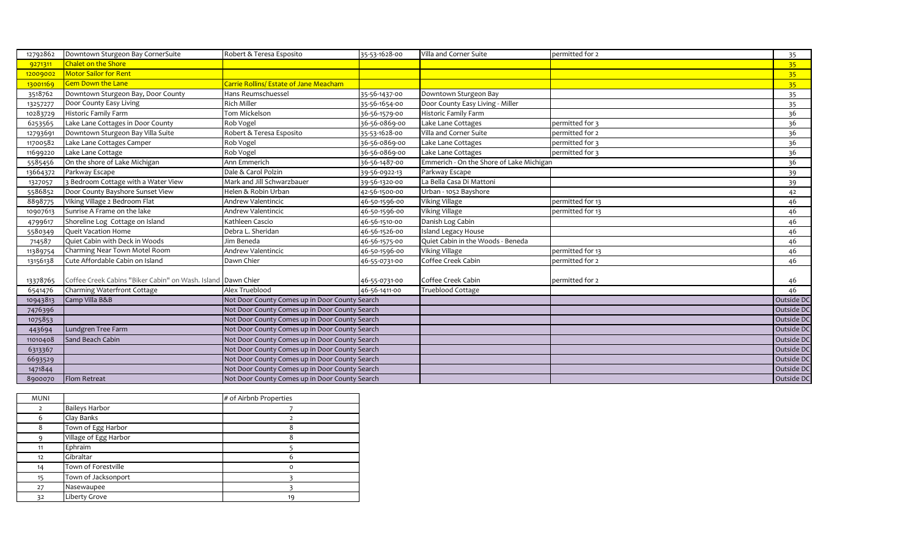| | | | | | | |
|---|---|---|---|---|---|---|
| 12792862 | Downtown Sturgeon Bay CornerSuite | Robert & Teresa Esposito | 35-53-1628-00 | Villa and Corner Suite | permitted for 2 | 35 |
| 9271311 | Chalet on the Shore | | | | | 35 |
| 12009002 | Motor Sailor for Rent | | | | | 35 |
| 13001169 | Gem Down the Lane | Carrie Rollins/ Estate of Jane Meacham | | | | 35 |
| 3518762 | Downtown Sturgeon Bay, Door County | Hans Reumschuessel | 35-56-1437-00 | Downtown Sturgeon Bay | | 35 |
| 13257277 | Door County Easy Living | Rich Miller | 35-56-1654-00 | Door County Easy Living - Miller | | 35 |
| 10283729 | Historic Family Farm | Tom Mickelson | 36-56-1579-00 | Historic Family Farm | | 36 |
| 6253565 | Lake Lane Cottages in Door County | Rob Vogel | 36-56-0869-00 | Lake Lane Cottages | permitted for 3 | 36 |
| 12793691 | Downtown Sturgeon Bay Villa Suite | Robert & Teresa Esposito | 35-53-1628-00 | Villa and Corner Suite | permitted for 2 | 36 |
| 11700582 | Lake Lane Cottages Camper | Rob Vogel | 36-56-0869-00 | Lake Lane Cottages | permitted for 3 | 36 |
| 11699220 | Lake Lane Cottage | Rob Vogel | 36-56-0869-00 | Lake Lane Cottages | permitted for 3 | 36 |
| 5585456 | On the shore of Lake Michigan | Ann Emmerich | 36-56-1487-00 | Emmerich - On the Shore of Lake Michigan | | 36 |
| 13664372 | Parkway Escape | Dale & Carol Polzin | 39-56-0922-13 | Parkway Escape | | 39 |
| 1327057 | 3 Bedroom Cottage with a Water View | Mark and Jill Schwarzbauer | 39-56-1320-00 | La Bella Casa Di Mattoni | | 39 |
| 5586852 | Door County Bayshore Sunset View | Helen & Robin Urban | 42-56-1500-00 | Urban - 1052 Bayshore | | 42 |
| 8898775 | Viking Village 2 Bedroom Flat | Andrew Valentincic | 46-50-1596-00 | Viking Village | permitted for 13 | 46 |
| 10907613 | Sunrise A Frame on the lake | Andrew Valentincic | 46-50-1596-00 | Viking Village | permitted for 13 | 46 |
| 4799617 | Shoreline Log Cottage on Island | Kathleen Cascio | 46-56-1510-00 | Danish Log Cabin | | 46 |
| 5580349 | Queit Vacation Home | Debra L. Sheridan | 46-56-1526-00 | Island Legacy House | | 46 |
| 714587 | Quiet Cabin with Deck in Woods | Jim Beneda | 46-56-1575-00 | Quiet Cabin in the Woods - Beneda | | 46 |
| 11389754 | Charming Near Town Motel Room | Andrew Valentincic | 46-50-1596-00 | Viking Village | permitted for 13 | 46 |
| 13156138 | Cute Affordable Cabin on Island | Dawn Chier | 46-55-0731-00 | Coffee Creek Cabin | permitted for 2 | 46 |
| 13378765 | Coffee Creek Cabins "Biker Cabin" on Wash. Island | Dawn Chier | 46-55-0731-00 | Coffee Creek Cabin | permitted for 2 | 46 |
| 6541476 | Charming Waterfront Cottage | Alex Trueblood | 46-56-1411-00 | Trueblood Cottage | | 46 |
| 10943813 | Camp Villa B&B | Not Door County Comes up in Door County Search | | | | Outside DC |
| 7476396 | | Not Door County Comes up in Door County Search | | | | Outside DC |
| 1075853 | | Not Door County Comes up in Door County Search | | | | Outside DC |
| 443694 | Lundgren Tree Farm | Not Door County Comes up in Door County Search | | | | Outside DC |
| 11010408 | Sand Beach Cabin | Not Door County Comes up in Door County Search | | | | Outside DC |
| 6313367 | | Not Door County Comes up in Door County Search | | | | Outside DC |
| 6693529 | | Not Door County Comes up in Door County Search | | | | Outside DC |
| 1471844 | | Not Door County Comes up in Door County Search | | | | Outside DC |
| 8900070 | Flom Retreat | Not Door County Comes up in Door County Search | | | | Outside DC |

| MUNI | | # of Airbnb Properties |
|---|---|---|
| 2 | Baileys Harbor | 7 |
| 6 | Clay Banks | 2 |
| 8 | Town of Egg Harbor | 8 |
| 9 | Village of Egg Harbor | 8 |
| 11 | Ephraim | 5 |
| 12 | Gibraltar | 6 |
| 14 | Town of Forestville | 0 |
| 15 | Town of Jacksonport | 3 |
| 27 | Nasewaupee | 3 |
| 32 | Liberty Grove | 19 |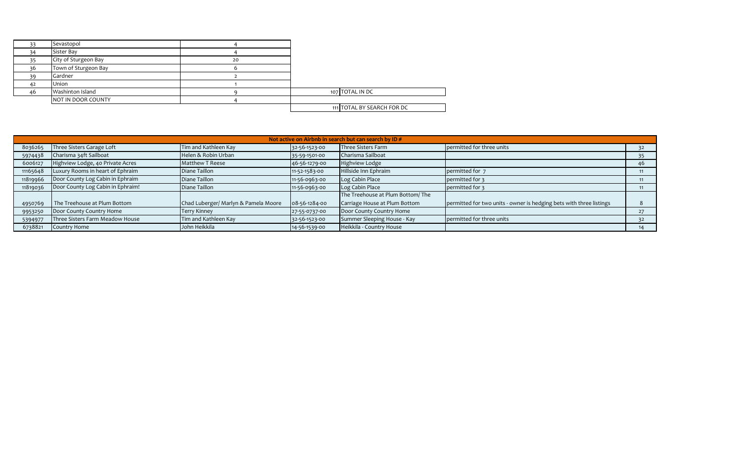| | | |
|---|---|---|
| 33 | Sevastopol | 4 |
| 34 | Sister Bay | 4 |
| 35 | City of Sturgeon Bay | 20 |
| 36 | Town of Sturgeon Bay | 6 |
| 39 | Gardner | 2 |
| 42 | Union | 1 |
| 46 | Washinton Island | 9 |
| | NOT IN DOOR COUNTY | 4 |

| | |
|---|---|
| 107 | TOTAL IN DC |
| 111 | TOTAL BY SEARCH FOR DC |

| Not active on Airbnb in search but can search by ID # | | | | | | |
|---|---|---|---|---|---|---|
| 8036265 | Three Sisters Garage Loft | Tim and Kathleen Kay | 32-56-1523-00 | Three Sisters Farm | permitted for three units | 32 |
| 5974438 | Charisma 34ft Sailboat | Helen & Robin Urban | 35-59-1501-00 | Charisma Sailboat | | 35 |
| 6006127 | Highview Lodge, 40 Private Acres | Matthew T Reese | 46-56-1279-00 | Highview Lodge | | 46 |
| 11165648 | Luxury Rooms in heart of Ephraim | Diane Taillon | 11-52-1583-00 | Hillside Inn Ephraim | permitted for 7 | 11 |
| 11819966 | Door County Log Cabin in Ephraim | Diane Taillon | 11-56-0963-00 | Log Cabin Place | permitted for 3 | 11 |
| 11819036 | Door County Log Cabin in Ephraim! | Diane Taillon | 11-56-0963-00 | Log Cabin Place | permitted for 3 | 11 |
| 4950769 | The Treehouse at Plum Bottom | Chad Luberger/ Marlyn & Pamela Moore | 08-56-1284-00 | The Treehouse at Plum Bottom/ The Carriage House at Plum Bottom | permitted for two units - owner is hedging bets with three listings | 8 |
| 9953250 | Door County Country Home | Terry Kinney | 27-55-0737-00 | Door County Country Home | | 27 |
| 5394977 | Three Sisters Farm Meadow House | Tim and Kathleen Kay | 32-56-1523-00 | Summer Sleeping House - Kay | permitted for three units | 32 |
| 6738821 | Country Home | John Heikkila | 14-56-1539-00 | Heikkila - Country House | | 14 |